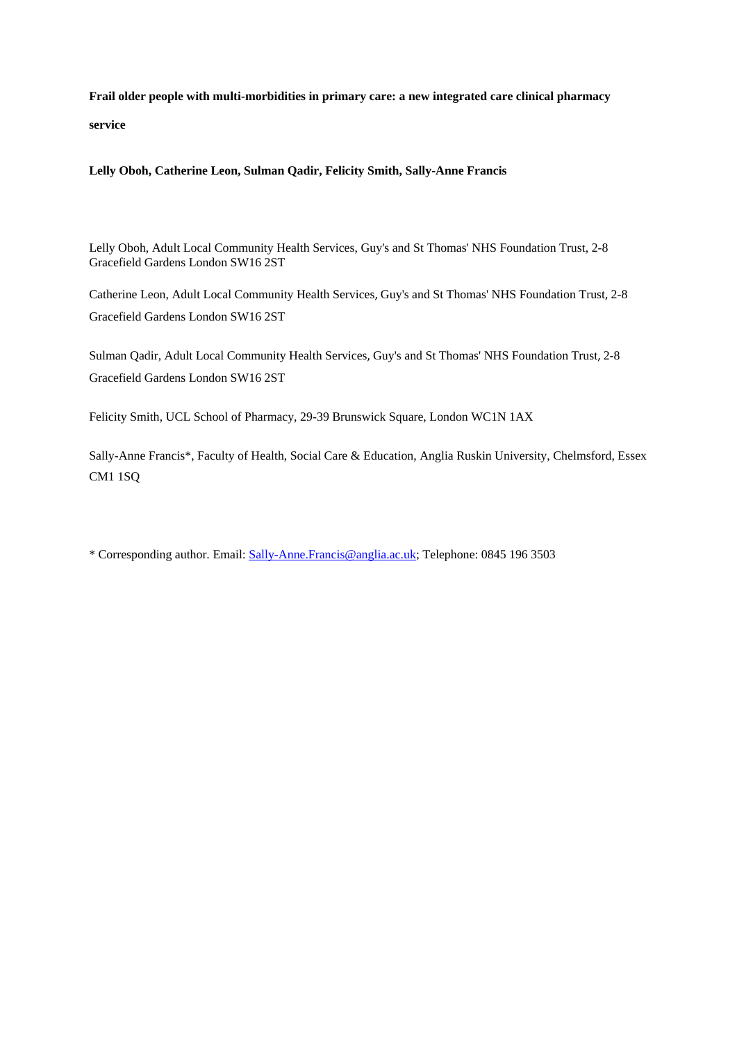**Frail older people with multi-morbidities in primary care: a new integrated care clinical pharmacy service**

**Lelly Oboh, Catherine Leon, Sulman Qadir, Felicity Smith, Sally-Anne Francis**

Lelly Oboh, Adult Local Community Health Services, Guy's and St Thomas' NHS Foundation Trust, 2-8 Gracefield Gardens London SW16 2ST

Catherine Leon, Adult Local Community Health Services, Guy's and St Thomas' NHS Foundation Trust, 2-8 Gracefield Gardens London SW16 2ST

Sulman Qadir, Adult Local Community Health Services, Guy's and St Thomas' NHS Foundation Trust, 2-8 Gracefield Gardens London SW16 2ST

Felicity Smith, UCL School of Pharmacy, 29-39 Brunswick Square, London WC1N 1AX

Sally-Anne Francis*, Faculty of Health, Social Care & Education, Anglia Ruskin University, Chelmsford, Essex CM1 1SQ

* Corresponding author. Email: Sally-Anne.Francis@anglia.ac.uk; Telephone: 0845 196 3503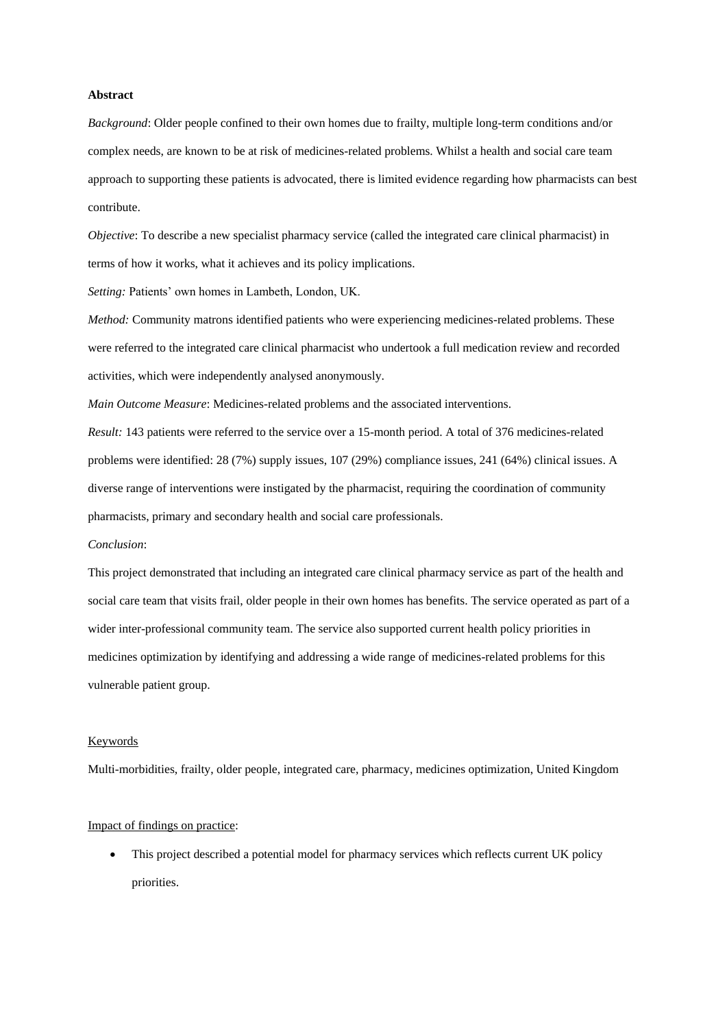**Abstract**

*Background*: Older people confined to their own homes due to frailty, multiple long-term conditions and/or complex needs, are known to be at risk of medicines-related problems. Whilst a health and social care team approach to supporting these patients is advocated, there is limited evidence regarding how pharmacists can best contribute.

*Objective*: To describe a new specialist pharmacy service (called the integrated care clinical pharmacist) in terms of how it works, what it achieves and its policy implications.

*Setting:* Patients' own homes in Lambeth, London, UK.

*Method:* Community matrons identified patients who were experiencing medicines-related problems. These were referred to the integrated care clinical pharmacist who undertook a full medication review and recorded activities, which were independently analysed anonymously.

*Main Outcome Measure*: Medicines-related problems and the associated interventions.

*Result:* 143 patients were referred to the service over a 15-month period. A total of 376 medicines-related problems were identified: 28 (7%) supply issues, 107 (29%) compliance issues, 241 (64%) clinical issues. A diverse range of interventions were instigated by the pharmacist, requiring the coordination of community pharmacists, primary and secondary health and social care professionals.

*Conclusion*:

This project demonstrated that including an integrated care clinical pharmacy service as part of the health and social care team that visits frail, older people in their own homes has benefits. The service operated as part of a wider inter-professional community team. The service also supported current health policy priorities in medicines optimization by identifying and addressing a wide range of medicines-related problems for this vulnerable patient group.

Keywords

Multi-morbidities, frailty, older people, integrated care, pharmacy, medicines optimization, United Kingdom

Impact of findings on practice:

- This project described a potential model for pharmacy services which reflects current UK policy priorities.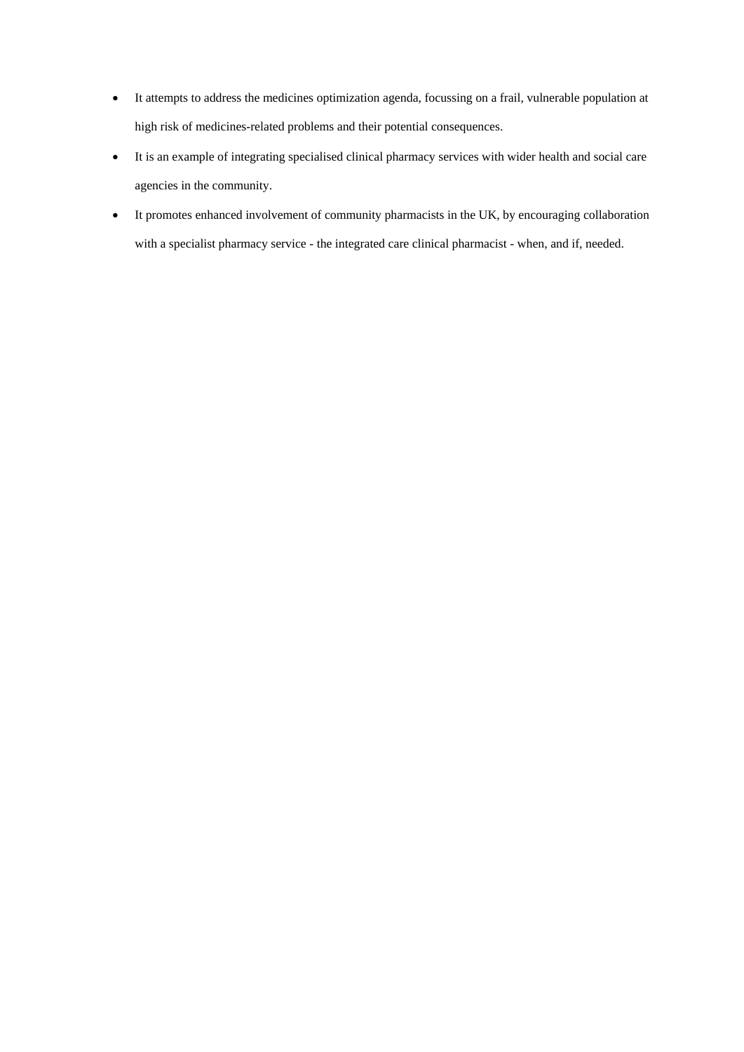- It attempts to address the medicines optimization agenda, focussing on a frail, vulnerable population at high risk of medicines-related problems and their potential consequences.
- It is an example of integrating specialised clinical pharmacy services with wider health and social care agencies in the community.
- It promotes enhanced involvement of community pharmacists in the UK, by encouraging collaboration with a specialist pharmacy service - the integrated care clinical pharmacist - when, and if, needed.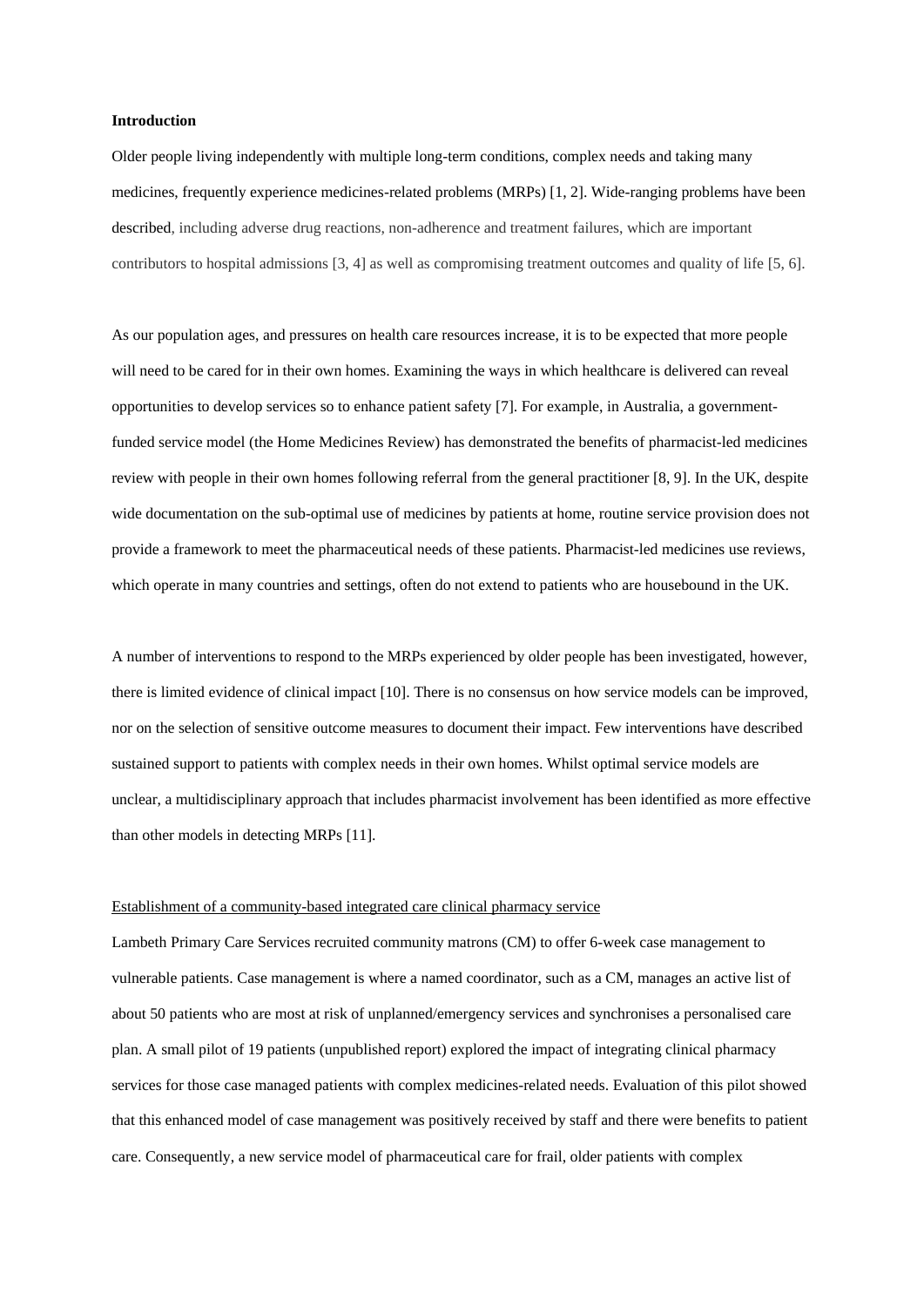**Introduction**

Older people living independently with multiple long-term conditions, complex needs and taking many medicines, frequently experience medicines-related problems (MRPs) [1, 2]. Wide-ranging problems have been described, including adverse drug reactions, non-adherence and treatment failures, which are important contributors to hospital admissions [3, 4] as well as compromising treatment outcomes and quality of life [5, 6].

As our population ages, and pressures on health care resources increase, it is to be expected that more people will need to be cared for in their own homes. Examining the ways in which healthcare is delivered can reveal opportunities to develop services so to enhance patient safety [7]. For example, in Australia, a government-funded service model (the Home Medicines Review) has demonstrated the benefits of pharmacist-led medicines review with people in their own homes following referral from the general practitioner [8, 9]. In the UK, despite wide documentation on the sub-optimal use of medicines by patients at home, routine service provision does not provide a framework to meet the pharmaceutical needs of these patients. Pharmacist-led medicines use reviews, which operate in many countries and settings, often do not extend to patients who are housebound in the UK.

A number of interventions to respond to the MRPs experienced by older people has been investigated, however, there is limited evidence of clinical impact [10]. There is no consensus on how service models can be improved, nor on the selection of sensitive outcome measures to document their impact. Few interventions have described sustained support to patients with complex needs in their own homes. Whilst optimal service models are unclear, a multidisciplinary approach that includes pharmacist involvement has been identified as more effective than other models in detecting MRPs [11].

Establishment of a community-based integrated care clinical pharmacy service

Lambeth Primary Care Services recruited community matrons (CM) to offer 6-week case management to vulnerable patients. Case management is where a named coordinator, such as a CM, manages an active list of about 50 patients who are most at risk of unplanned/emergency services and synchronises a personalised care plan. A small pilot of 19 patients (unpublished report) explored the impact of integrating clinical pharmacy services for those case managed patients with complex medicines-related needs. Evaluation of this pilot showed that this enhanced model of case management was positively received by staff and there were benefits to patient care. Consequently, a new service model of pharmaceutical care for frail, older patients with complex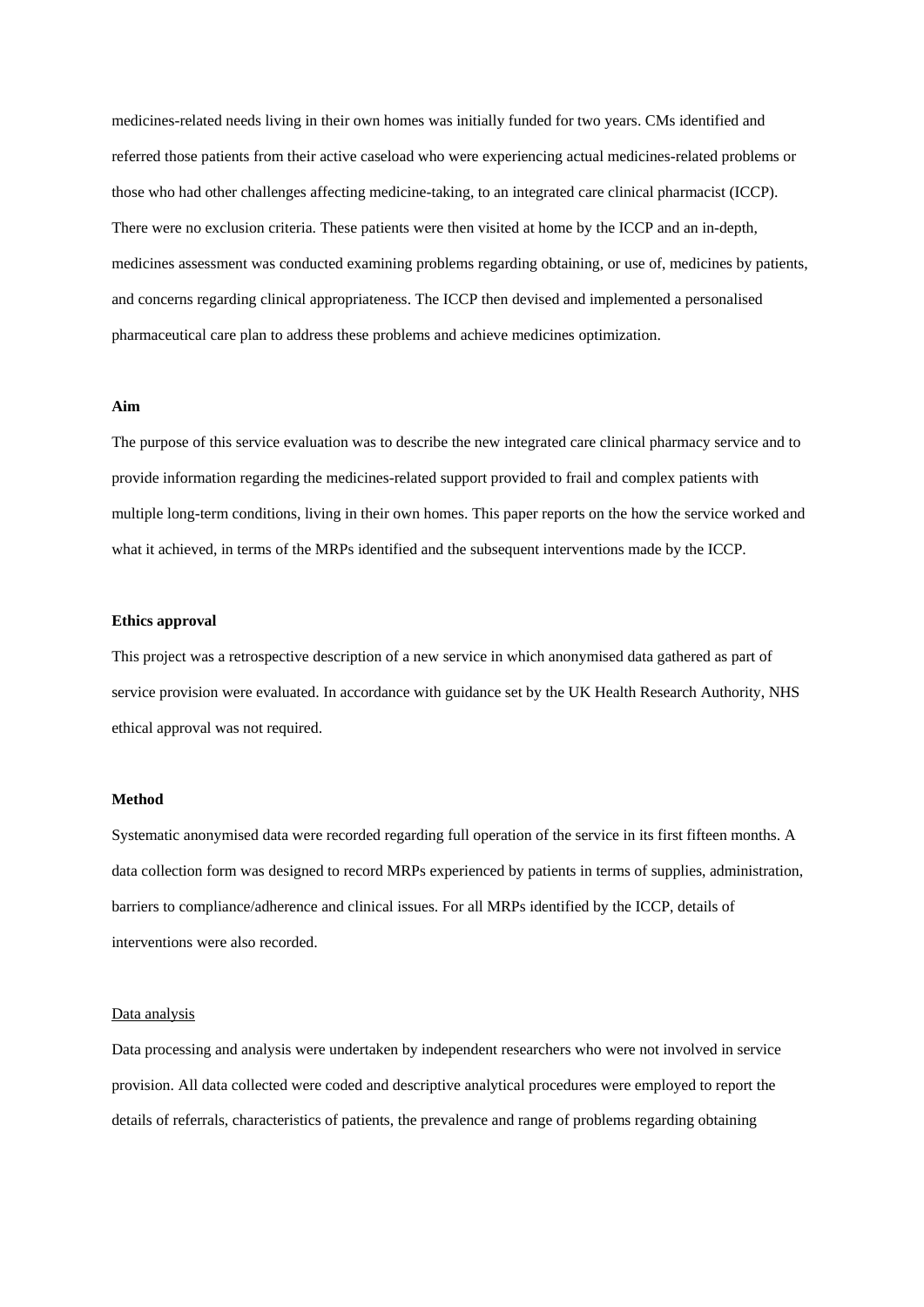medicines-related needs living in their own homes was initially funded for two years. CMs identified and referred those patients from their active caseload who were experiencing actual medicines-related problems or those who had other challenges affecting medicine-taking, to an integrated care clinical pharmacist (ICCP). There were no exclusion criteria. These patients were then visited at home by the ICCP and an in-depth, medicines assessment was conducted examining problems regarding obtaining, or use of, medicines by patients, and concerns regarding clinical appropriateness. The ICCP then devised and implemented a personalised pharmaceutical care plan to address these problems and achieve medicines optimization.

**Aim**

The purpose of this service evaluation was to describe the new integrated care clinical pharmacy service and to provide information regarding the medicines-related support provided to frail and complex patients with multiple long-term conditions, living in their own homes. This paper reports on the how the service worked and what it achieved, in terms of the MRPs identified and the subsequent interventions made by the ICCP.

**Ethics approval**

This project was a retrospective description of a new service in which anonymised data gathered as part of service provision were evaluated. In accordance with guidance set by the UK Health Research Authority, NHS ethical approval was not required.

**Method**

Systematic anonymised data were recorded regarding full operation of the service in its first fifteen months. A data collection form was designed to record MRPs experienced by patients in terms of supplies, administration, barriers to compliance/adherence and clinical issues. For all MRPs identified by the ICCP, details of interventions were also recorded.

Data analysis

Data processing and analysis were undertaken by independent researchers who were not involved in service provision. All data collected were coded and descriptive analytical procedures were employed to report the details of referrals, characteristics of patients, the prevalence and range of problems regarding obtaining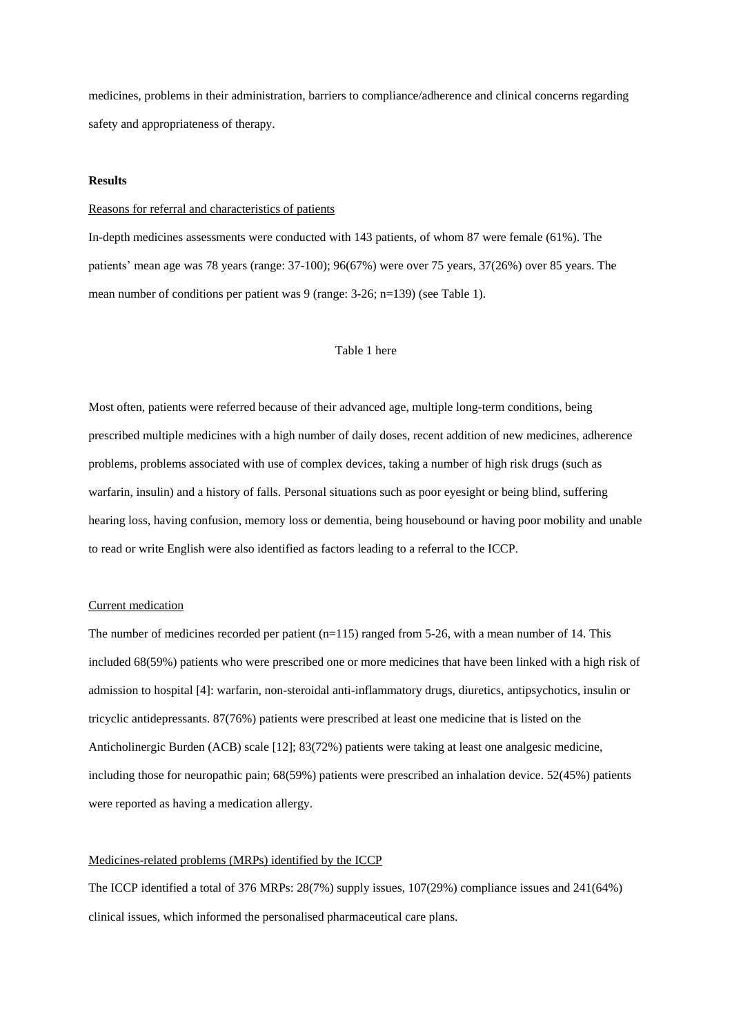medicines, problems in their administration, barriers to compliance/adherence and clinical concerns regarding safety and appropriateness of therapy.

**Results**

Reasons for referral and characteristics of patients

In-depth medicines assessments were conducted with 143 patients, of whom 87 were female (61%). The patients' mean age was 78 years (range: 37-100); 96(67%) were over 75 years, 37(26%) over 85 years. The mean number of conditions per patient was 9 (range: 3-26; n=139) (see Table 1).

Table 1 here

Most often, patients were referred because of their advanced age, multiple long-term conditions, being prescribed multiple medicines with a high number of daily doses, recent addition of new medicines, adherence problems, problems associated with use of complex devices, taking a number of high risk drugs (such as warfarin, insulin) and a history of falls. Personal situations such as poor eyesight or being blind, suffering hearing loss, having confusion, memory loss or dementia, being housebound or having poor mobility and unable to read or write English were also identified as factors leading to a referral to the ICCP.

Current medication

The number of medicines recorded per patient (n=115) ranged from 5-26, with a mean number of 14. This included 68(59%) patients who were prescribed one or more medicines that have been linked with a high risk of admission to hospital [4]: warfarin, non-steroidal anti-inflammatory drugs, diuretics, antipsychotics, insulin or tricyclic antidepressants. 87(76%) patients were prescribed at least one medicine that is listed on the Anticholinergic Burden (ACB) scale [12]; 83(72%) patients were taking at least one analgesic medicine, including those for neuropathic pain; 68(59%) patients were prescribed an inhalation device. 52(45%) patients were reported as having a medication allergy.

Medicines-related problems (MRPs) identified by the ICCP

The ICCP identified a total of 376 MRPs: 28(7%) supply issues, 107(29%) compliance issues and 241(64%) clinical issues, which informed the personalised pharmaceutical care plans.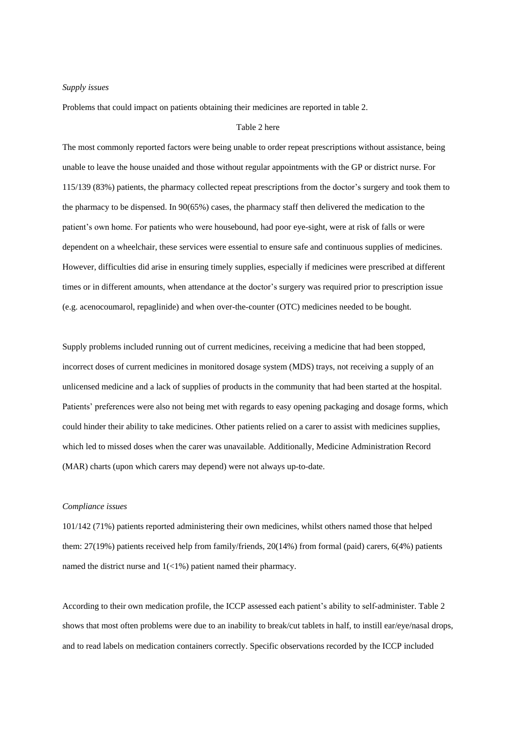*Supply issues*

Problems that could impact on patients obtaining their medicines are reported in table 2.

Table 2 here

The most commonly reported factors were being unable to order repeat prescriptions without assistance, being unable to leave the house unaided and those without regular appointments with the GP or district nurse. For 115/139 (83%) patients, the pharmacy collected repeat prescriptions from the doctor's surgery and took them to the pharmacy to be dispensed. In 90(65%) cases, the pharmacy staff then delivered the medication to the patient's own home. For patients who were housebound, had poor eye-sight, were at risk of falls or were dependent on a wheelchair, these services were essential to ensure safe and continuous supplies of medicines. However, difficulties did arise in ensuring timely supplies, especially if medicines were prescribed at different times or in different amounts, when attendance at the doctor's surgery was required prior to prescription issue (e.g. acenocoumarol, repaglinide) and when over-the-counter (OTC) medicines needed to be bought.

Supply problems included running out of current medicines, receiving a medicine that had been stopped, incorrect doses of current medicines in monitored dosage system (MDS) trays, not receiving a supply of an unlicensed medicine and a lack of supplies of products in the community that had been started at the hospital. Patients' preferences were also not being met with regards to easy opening packaging and dosage forms, which could hinder their ability to take medicines. Other patients relied on a carer to assist with medicines supplies, which led to missed doses when the carer was unavailable. Additionally, Medicine Administration Record (MAR) charts (upon which carers may depend) were not always up-to-date.

*Compliance issues*

101/142 (71%) patients reported administering their own medicines, whilst others named those that helped them: 27(19%) patients received help from family/friends, 20(14%) from formal (paid) carers, 6(4%) patients named the district nurse and 1(<1%) patient named their pharmacy.

According to their own medication profile, the ICCP assessed each patient's ability to self-administer. Table 2 shows that most often problems were due to an inability to break/cut tablets in half, to instill ear/eye/nasal drops, and to read labels on medication containers correctly. Specific observations recorded by the ICCP included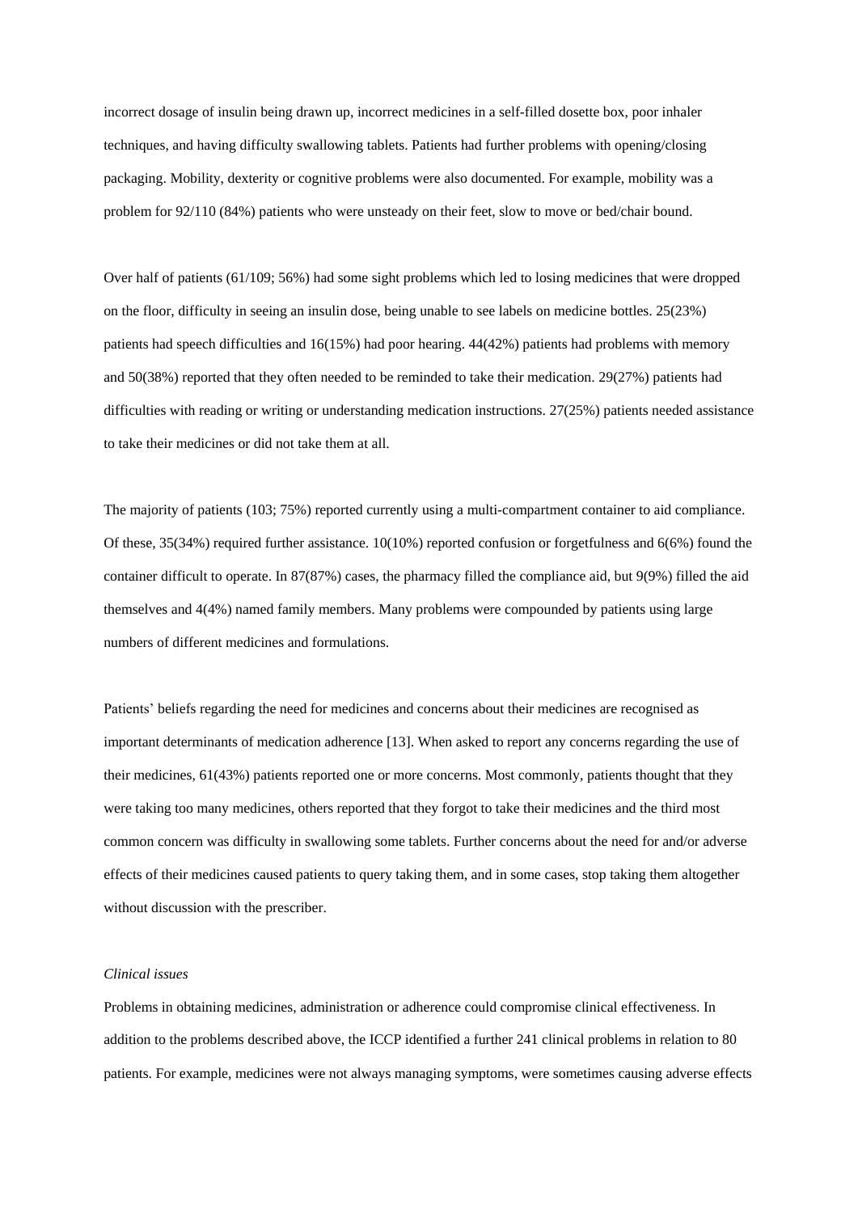incorrect dosage of insulin being drawn up, incorrect medicines in a self-filled dosette box, poor inhaler techniques, and having difficulty swallowing tablets. Patients had further problems with opening/closing packaging. Mobility, dexterity or cognitive problems were also documented. For example, mobility was a problem for 92/110 (84%) patients who were unsteady on their feet, slow to move or bed/chair bound.

Over half of patients (61/109; 56%) had some sight problems which led to losing medicines that were dropped on the floor, difficulty in seeing an insulin dose, being unable to see labels on medicine bottles. 25(23%) patients had speech difficulties and 16(15%) had poor hearing. 44(42%) patients had problems with memory and 50(38%) reported that they often needed to be reminded to take their medication. 29(27%) patients had difficulties with reading or writing or understanding medication instructions. 27(25%) patients needed assistance to take their medicines or did not take them at all.

The majority of patients (103; 75%) reported currently using a multi-compartment container to aid compliance. Of these, 35(34%) required further assistance. 10(10%) reported confusion or forgetfulness and 6(6%) found the container difficult to operate. In 87(87%) cases, the pharmacy filled the compliance aid, but 9(9%) filled the aid themselves and 4(4%) named family members. Many problems were compounded by patients using large numbers of different medicines and formulations.

Patients' beliefs regarding the need for medicines and concerns about their medicines are recognised as important determinants of medication adherence [13]. When asked to report any concerns regarding the use of their medicines, 61(43%) patients reported one or more concerns. Most commonly, patients thought that they were taking too many medicines, others reported that they forgot to take their medicines and the third most common concern was difficulty in swallowing some tablets. Further concerns about the need for and/or adverse effects of their medicines caused patients to query taking them, and in some cases, stop taking them altogether without discussion with the prescriber.

*Clinical issues*

Problems in obtaining medicines, administration or adherence could compromise clinical effectiveness. In addition to the problems described above, the ICCP identified a further 241 clinical problems in relation to 80 patients. For example, medicines were not always managing symptoms, were sometimes causing adverse effects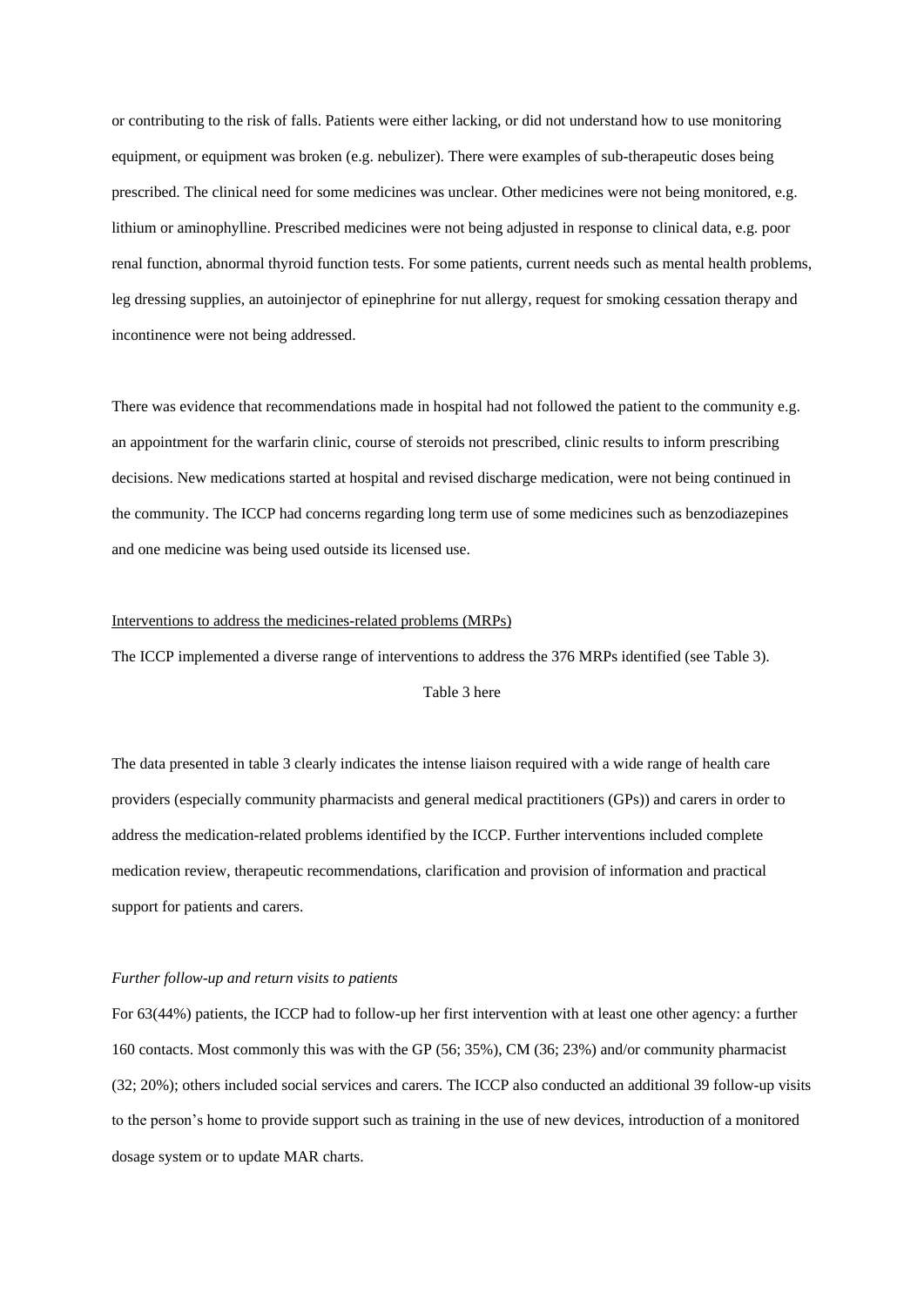or contributing to the risk of falls. Patients were either lacking, or did not understand how to use monitoring equipment, or equipment was broken (e.g. nebulizer). There were examples of sub-therapeutic doses being prescribed. The clinical need for some medicines was unclear. Other medicines were not being monitored, e.g. lithium or aminophylline. Prescribed medicines were not being adjusted in response to clinical data, e.g. poor renal function, abnormal thyroid function tests. For some patients, current needs such as mental health problems, leg dressing supplies, an autoinjector of epinephrine for nut allergy, request for smoking cessation therapy and incontinence were not being addressed.

There was evidence that recommendations made in hospital had not followed the patient to the community e.g. an appointment for the warfarin clinic, course of steroids not prescribed, clinic results to inform prescribing decisions. New medications started at hospital and revised discharge medication, were not being continued in the community. The ICCP had concerns regarding long term use of some medicines such as benzodiazepines and one medicine was being used outside its licensed use.

<u>Interventions to address the medicines-related problems (MRPs)</u>

The ICCP implemented a diverse range of interventions to address the 376 MRPs identified (see Table 3).

Table 3 here

The data presented in table 3 clearly indicates the intense liaison required with a wide range of health care providers (especially community pharmacists and general medical practitioners (GPs)) and carers in order to address the medication-related problems identified by the ICCP. Further interventions included complete medication review, therapeutic recommendations, clarification and provision of information and practical support for patients and carers.

*Further follow-up and return visits to patients*

For 63(44%) patients, the ICCP had to follow-up her first intervention with at least one other agency: a further 160 contacts. Most commonly this was with the GP (56; 35%), CM (36; 23%) and/or community pharmacist (32; 20%); others included social services and carers. The ICCP also conducted an additional 39 follow-up visits to the person's home to provide support such as training in the use of new devices, introduction of a monitored dosage system or to update MAR charts.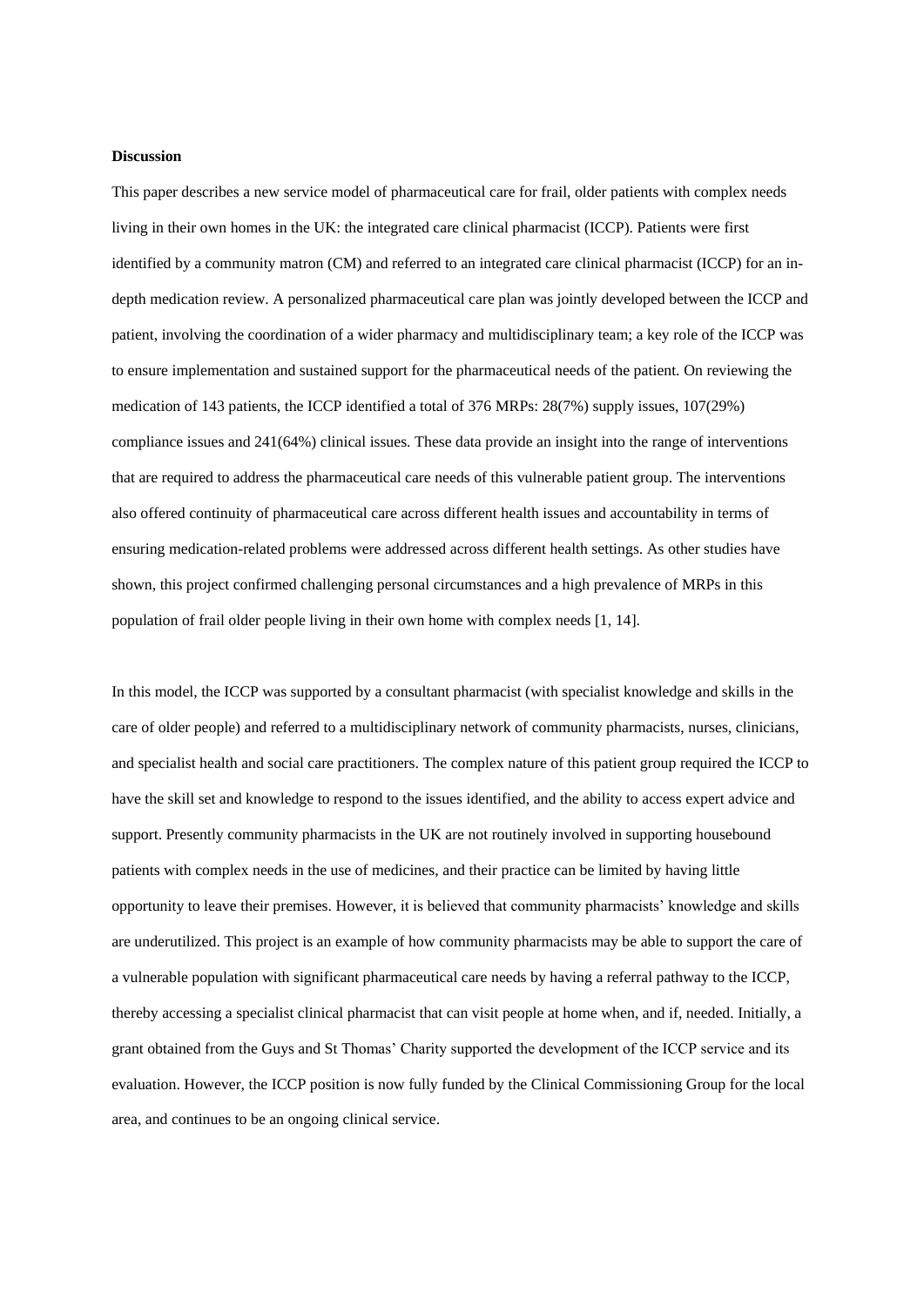**Discussion**

This paper describes a new service model of pharmaceutical care for frail, older patients with complex needs living in their own homes in the UK: the integrated care clinical pharmacist (ICCP). Patients were first identified by a community matron (CM) and referred to an integrated care clinical pharmacist (ICCP) for an in-depth medication review. A personalized pharmaceutical care plan was jointly developed between the ICCP and patient, involving the coordination of a wider pharmacy and multidisciplinary team; a key role of the ICCP was to ensure implementation and sustained support for the pharmaceutical needs of the patient. On reviewing the medication of 143 patients, the ICCP identified a total of 376 MRPs: 28(7%) supply issues, 107(29%) compliance issues and 241(64%) clinical issues. These data provide an insight into the range of interventions that are required to address the pharmaceutical care needs of this vulnerable patient group. The interventions also offered continuity of pharmaceutical care across different health issues and accountability in terms of ensuring medication-related problems were addressed across different health settings. As other studies have shown, this project confirmed challenging personal circumstances and a high prevalence of MRPs in this population of frail older people living in their own home with complex needs [1, 14].

In this model, the ICCP was supported by a consultant pharmacist (with specialist knowledge and skills in the care of older people) and referred to a multidisciplinary network of community pharmacists, nurses, clinicians, and specialist health and social care practitioners. The complex nature of this patient group required the ICCP to have the skill set and knowledge to respond to the issues identified, and the ability to access expert advice and support. Presently community pharmacists in the UK are not routinely involved in supporting housebound patients with complex needs in the use of medicines, and their practice can be limited by having little opportunity to leave their premises. However, it is believed that community pharmacists' knowledge and skills are underutilized. This project is an example of how community pharmacists may be able to support the care of a vulnerable population with significant pharmaceutical care needs by having a referral pathway to the ICCP, thereby accessing a specialist clinical pharmacist that can visit people at home when, and if, needed. Initially, a grant obtained from the Guys and St Thomas' Charity supported the development of the ICCP service and its evaluation. However, the ICCP position is now fully funded by the Clinical Commissioning Group for the local area, and continues to be an ongoing clinical service.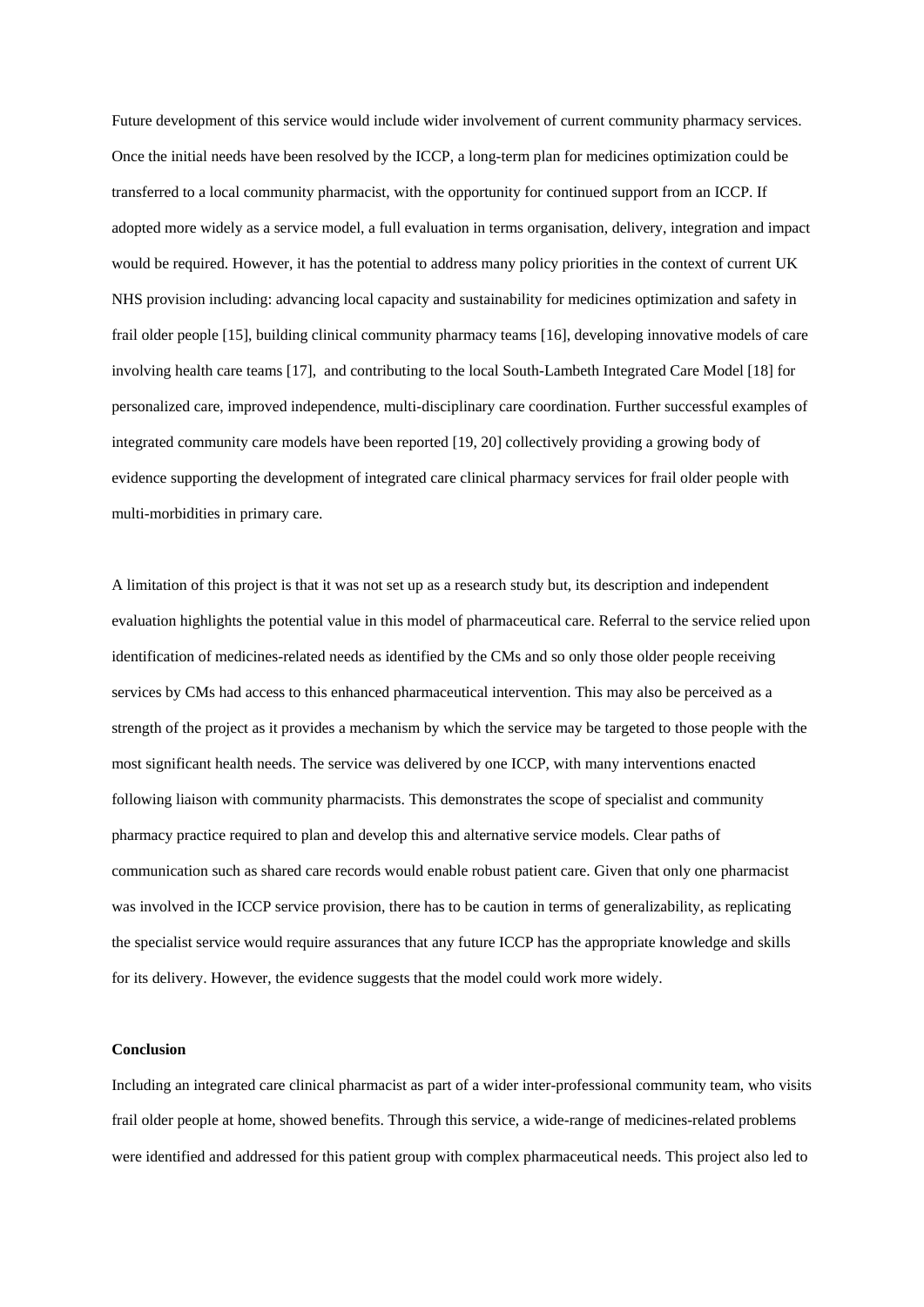Future development of this service would include wider involvement of current community pharmacy services. Once the initial needs have been resolved by the ICCP, a long-term plan for medicines optimization could be transferred to a local community pharmacist, with the opportunity for continued support from an ICCP. If adopted more widely as a service model, a full evaluation in terms organisation, delivery, integration and impact would be required. However, it has the potential to address many policy priorities in the context of current UK NHS provision including: advancing local capacity and sustainability for medicines optimization and safety in frail older people [15], building clinical community pharmacy teams [16], developing innovative models of care involving health care teams [17], and contributing to the local South-Lambeth Integrated Care Model [18] for personalized care, improved independence, multi-disciplinary care coordination. Further successful examples of integrated community care models have been reported [19, 20] collectively providing a growing body of evidence supporting the development of integrated care clinical pharmacy services for frail older people with multi-morbidities in primary care.

A limitation of this project is that it was not set up as a research study but, its description and independent evaluation highlights the potential value in this model of pharmaceutical care. Referral to the service relied upon identification of medicines-related needs as identified by the CMs and so only those older people receiving services by CMs had access to this enhanced pharmaceutical intervention. This may also be perceived as a strength of the project as it provides a mechanism by which the service may be targeted to those people with the most significant health needs. The service was delivered by one ICCP, with many interventions enacted following liaison with community pharmacists. This demonstrates the scope of specialist and community pharmacy practice required to plan and develop this and alternative service models. Clear paths of communication such as shared care records would enable robust patient care. Given that only one pharmacist was involved in the ICCP service provision, there has to be caution in terms of generalizability, as replicating the specialist service would require assurances that any future ICCP has the appropriate knowledge and skills for its delivery. However, the evidence suggests that the model could work more widely.

**Conclusion**

Including an integrated care clinical pharmacist as part of a wider inter-professional community team, who visits frail older people at home, showed benefits. Through this service, a wide-range of medicines-related problems were identified and addressed for this patient group with complex pharmaceutical needs. This project also led to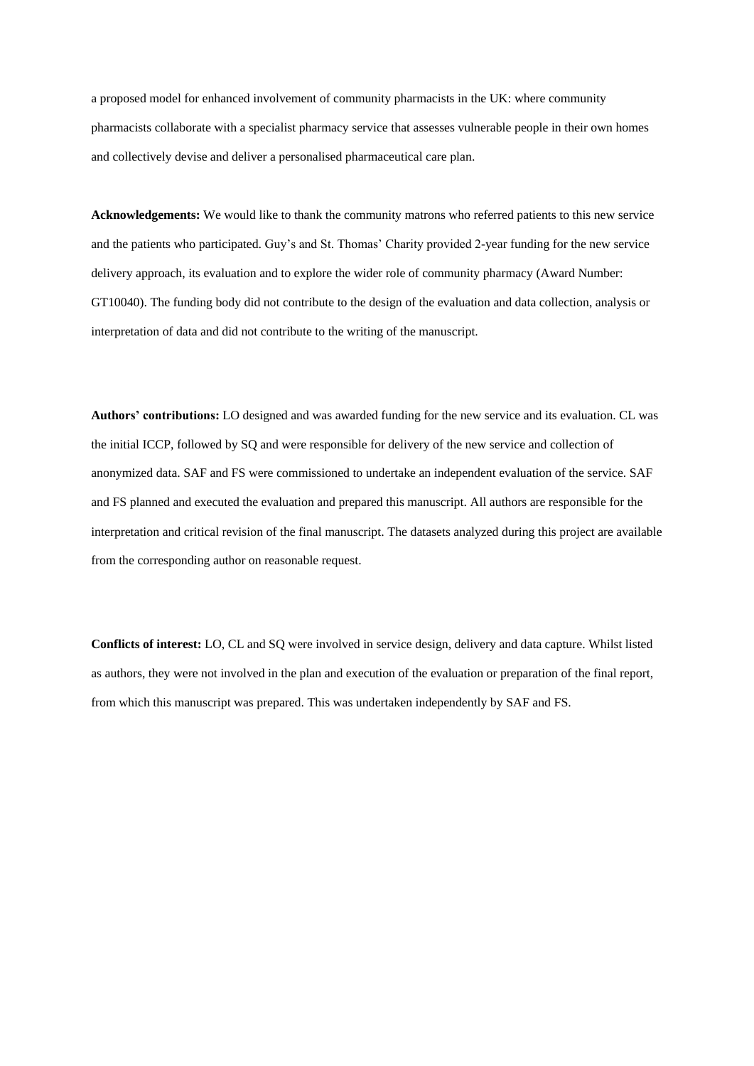a proposed model for enhanced involvement of community pharmacists in the UK: where community pharmacists collaborate with a specialist pharmacy service that assesses vulnerable people in their own homes and collectively devise and deliver a personalised pharmaceutical care plan.

**Acknowledgements:** We would like to thank the community matrons who referred patients to this new service and the patients who participated. Guy's and St. Thomas' Charity provided 2-year funding for the new service delivery approach, its evaluation and to explore the wider role of community pharmacy (Award Number: GT10040). The funding body did not contribute to the design of the evaluation and data collection, analysis or interpretation of data and did not contribute to the writing of the manuscript.

**Authors' contributions:** LO designed and was awarded funding for the new service and its evaluation. CL was the initial ICCP, followed by SQ and were responsible for delivery of the new service and collection of anonymized data. SAF and FS were commissioned to undertake an independent evaluation of the service. SAF and FS planned and executed the evaluation and prepared this manuscript. All authors are responsible for the interpretation and critical revision of the final manuscript. The datasets analyzed during this project are available from the corresponding author on reasonable request.

**Conflicts of interest:** LO, CL and SQ were involved in service design, delivery and data capture. Whilst listed as authors, they were not involved in the plan and execution of the evaluation or preparation of the final report, from which this manuscript was prepared. This was undertaken independently by SAF and FS.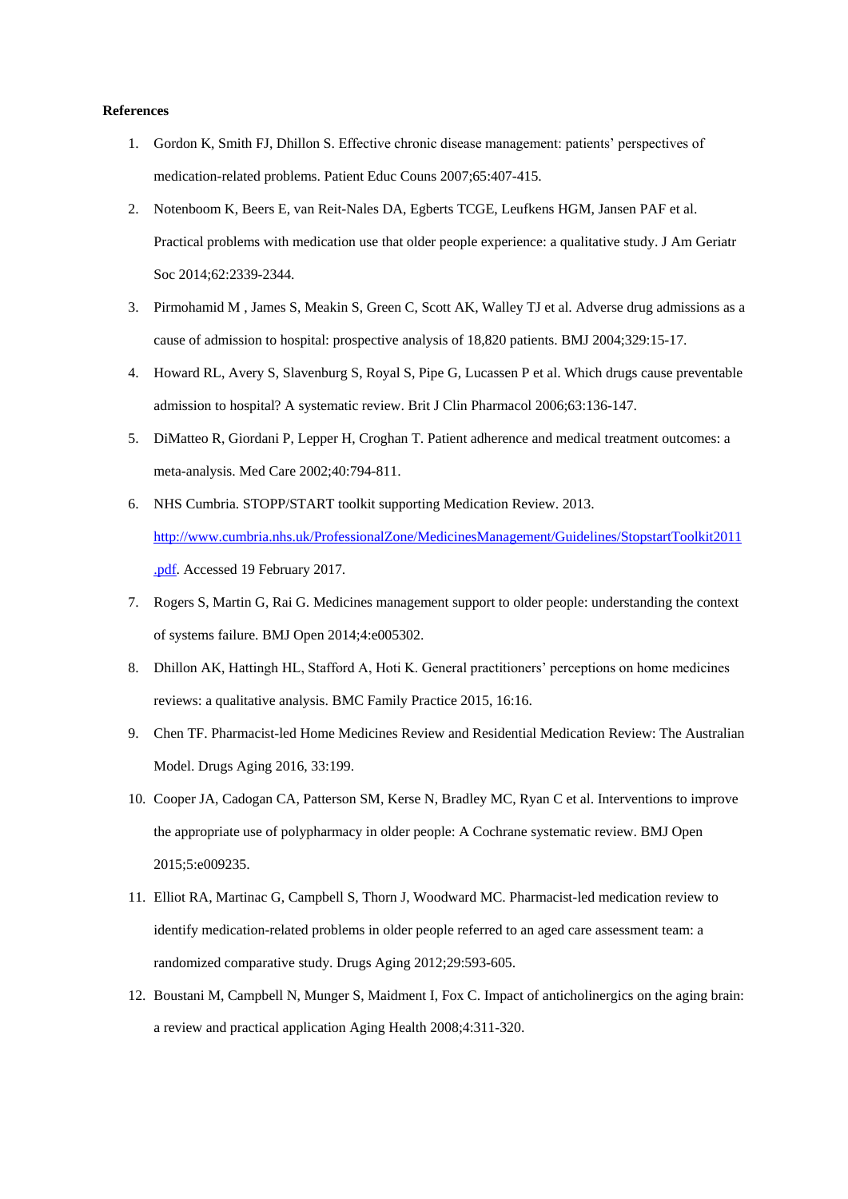**References**

1. Gordon K, Smith FJ, Dhillon S. Effective chronic disease management: patients' perspectives of medication-related problems. Patient Educ Couns 2007;65:407-415.
2. Notenboom K, Beers E, van Reit-Nales DA, Egberts TCGE, Leufkens HGM, Jansen PAF et al. Practical problems with medication use that older people experience: a qualitative study. J Am Geriatr Soc 2014;62:2339-2344.
3. Pirmohamid M , James S, Meakin S, Green C, Scott AK, Walley TJ et al. Adverse drug admissions as a cause of admission to hospital: prospective analysis of 18,820 patients. BMJ 2004;329:15-17.
4. Howard RL, Avery S, Slavenburg S, Royal S, Pipe G, Lucassen P et al. Which drugs cause preventable admission to hospital? A systematic review. Brit J Clin Pharmacol 2006;63:136-147.
5. DiMatteo R, Giordani P, Lepper H, Croghan T. Patient adherence and medical treatment outcomes: a meta-analysis. Med Care 2002;40:794-811.
6. NHS Cumbria. STOPP/START toolkit supporting Medication Review. 2013. [http://www.cumbria.nhs.uk/ProfessionalZone/MedicinesManagement/Guidelines/StopstartToolkit2011.pdf](http://www.cumbria.nhs.uk/ProfessionalZone/MedicinesManagement/Guidelines/StopstartToolkit2011.pdf). Accessed 19 February 2017.
7. Rogers S, Martin G, Rai G. Medicines management support to older people: understanding the context of systems failure. BMJ Open 2014;4:e005302.
8. Dhillon AK, Hattingh HL, Stafford A, Hoti K. General practitioners' perceptions on home medicines reviews: a qualitative analysis. BMC Family Practice 2015, 16:16.
9. Chen TF. Pharmacist-led Home Medicines Review and Residential Medication Review: The Australian Model. Drugs Aging 2016, 33:199.
10. Cooper JA, Cadogan CA, Patterson SM, Kerse N, Bradley MC, Ryan C et al. Interventions to improve the appropriate use of polypharmacy in older people: A Cochrane systematic review. BMJ Open 2015;5:e009235.
11. Elliot RA, Martinac G, Campbell S, Thorn J, Woodward MC. Pharmacist-led medication review to identify medication-related problems in older people referred to an aged care assessment team: a randomized comparative study. Drugs Aging 2012;29:593-605.
12. Boustani M, Campbell N, Munger S, Maidment I, Fox C. Impact of anticholinergics on the aging brain: a review and practical application Aging Health 2008;4:311-320.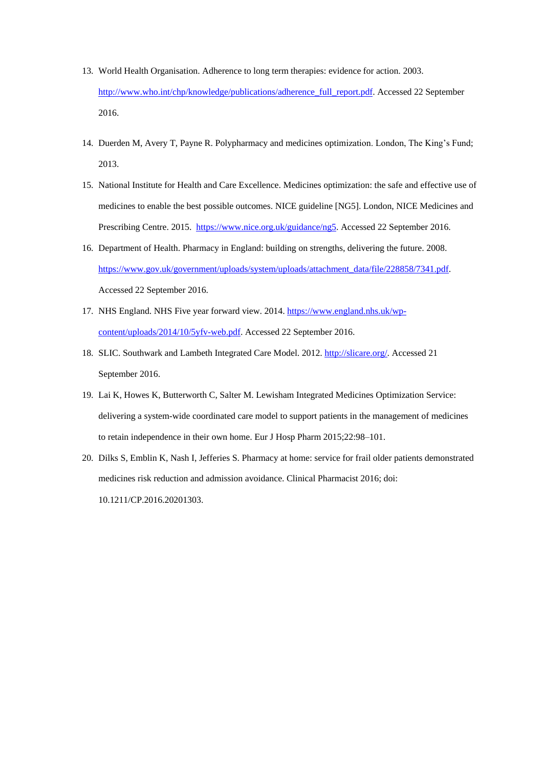13. World Health Organisation. Adherence to long term therapies: evidence for action. 2003. http://www.who.int/chp/knowledge/publications/adherence_full_report.pdf. Accessed 22 September 2016.

14. Duerden M, Avery T, Payne R. Polypharmacy and medicines optimization. London, The King's Fund; 2013.

15. National Institute for Health and Care Excellence. Medicines optimization: the safe and effective use of medicines to enable the best possible outcomes. NICE guideline [NG5]. London, NICE Medicines and Prescribing Centre. 2015. https://www.nice.org.uk/guidance/ng5. Accessed 22 September 2016.

16. Department of Health. Pharmacy in England: building on strengths, delivering the future. 2008. https://www.gov.uk/government/uploads/system/uploads/attachment_data/file/228858/7341.pdf. Accessed 22 September 2016.

17. NHS England. NHS Five year forward view. 2014. https://www.england.nhs.uk/wp-content/uploads/2014/10/5yfv-web.pdf. Accessed 22 September 2016.

18. SLIC. Southwark and Lambeth Integrated Care Model. 2012. http://slicare.org/. Accessed 21 September 2016.

19. Lai K, Howes K, Butterworth C, Salter M. Lewisham Integrated Medicines Optimization Service: delivering a system-wide coordinated care model to support patients in the management of medicines to retain independence in their own home. Eur J Hosp Pharm 2015;22:98–101.

20. Dilks S, Emblin K, Nash I, Jefferies S. Pharmacy at home: service for frail older patients demonstrated medicines risk reduction and admission avoidance. Clinical Pharmacist 2016; doi: 10.1211/CP.2016.20201303.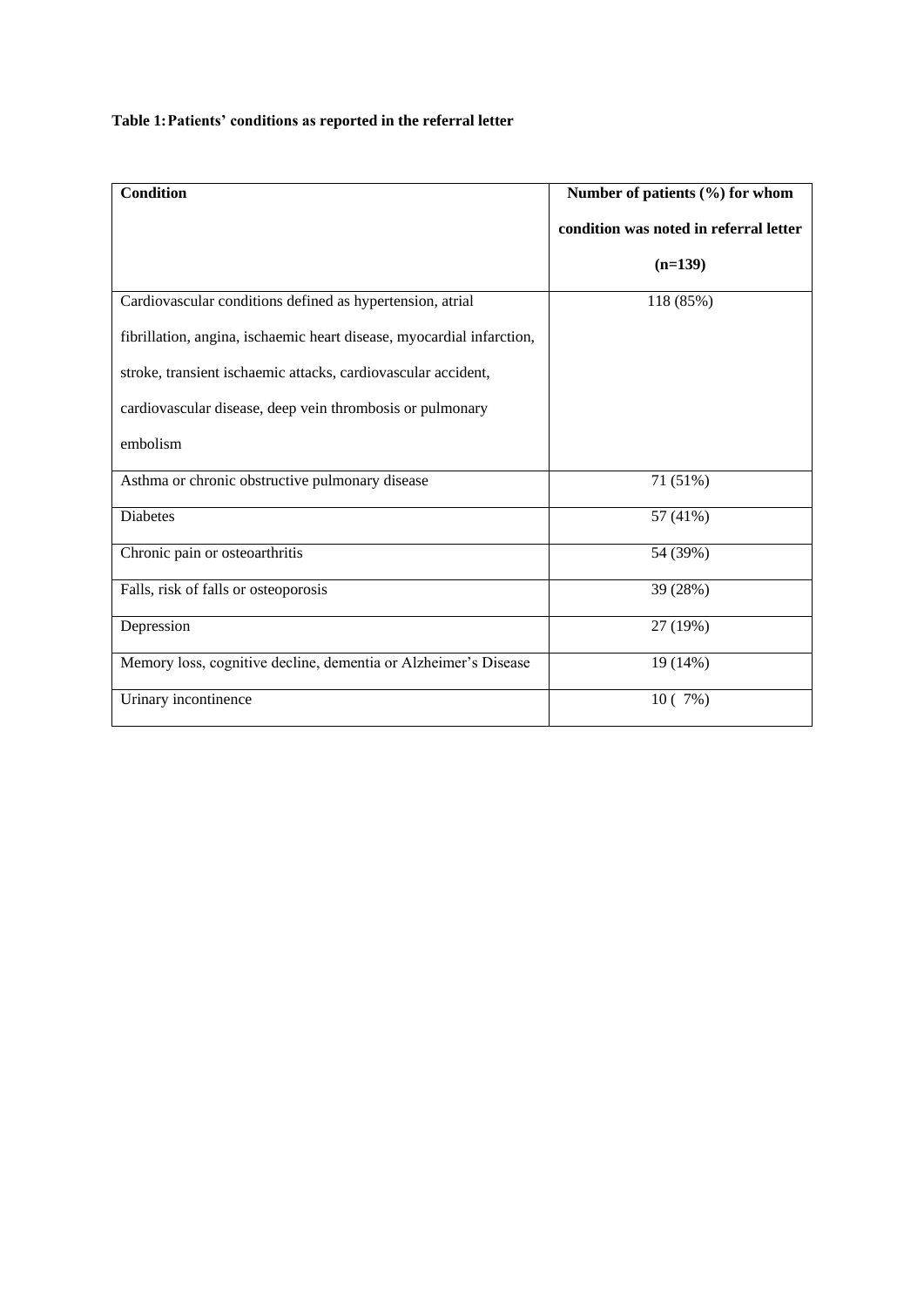**Table 1: Patients' conditions as reported in the referral letter**

| Condition | Number of patients (%) for whom condition was noted in referral letter (n=139) |
|---|---|
| Cardiovascular conditions defined as hypertension, atrial fibrillation, angina, ischaemic heart disease, myocardial infarction, stroke, transient ischaemic attacks, cardiovascular accident, cardiovascular disease, deep vein thrombosis or pulmonary embolism | 118 (85%) |
| Asthma or chronic obstructive pulmonary disease | 71 (51%) |
| Diabetes | 57 (41%) |
| Chronic pain or osteoarthritis | 54 (39%) |
| Falls, risk of falls or osteoporosis | 39 (28%) |
| Depression | 27 (19%) |
| Memory loss, cognitive decline, dementia or Alzheimer's Disease | 19 (14%) |
| Urinary incontinence | 10 ( 7%) |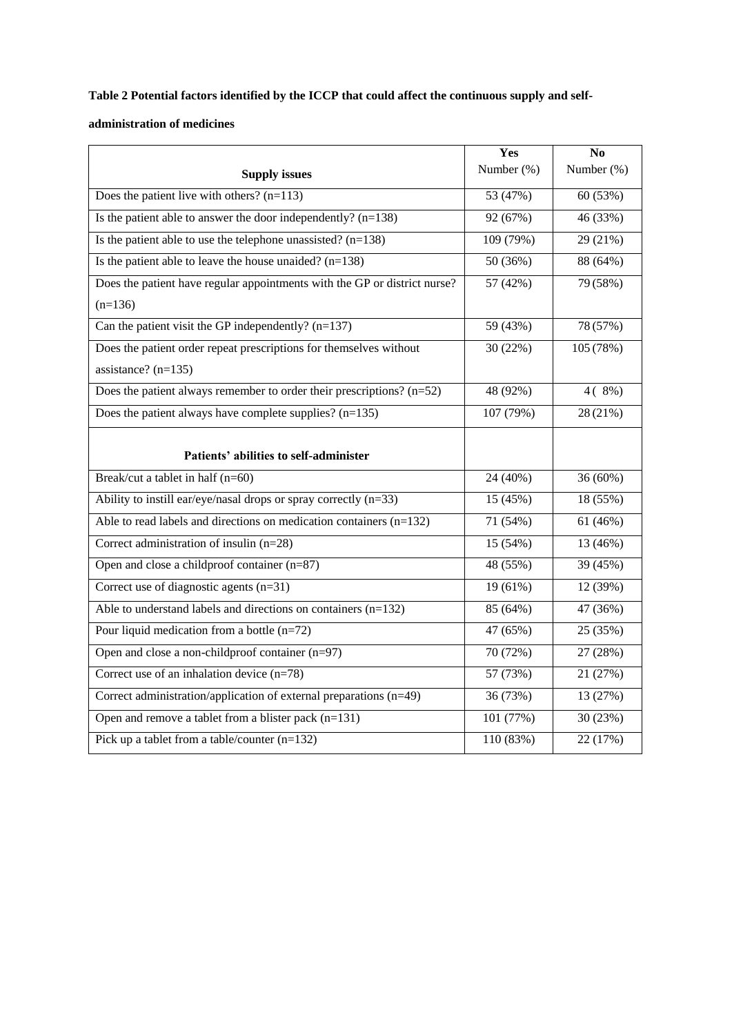**Table 2 Potential factors identified by the ICCP that could affect the continuous supply and self-administration of medicines**

| Supply issues | Yes<br>Number (%) | No<br>Number (%) |
|---|---|---|
| Does the patient live with others? (n=113) | 53 (47%) | 60 (53%) |
| Is the patient able to answer the door independently? (n=138) | 92 (67%) | 46 (33%) |
| Is the patient able to use the telephone unassisted? (n=138) | 109 (79%) | 29 (21%) |
| Is the patient able to leave the house unaided? (n=138) | 50 (36%) | 88 (64%) |
| Does the patient have regular appointments with the GP or district nurse? (n=136) | 57 (42%) | 79 (58%) |
| Can the patient visit the GP independently? (n=137) | 59 (43%) | 78 (57%) |
| Does the patient order repeat prescriptions for themselves without assistance? (n=135) | 30 (22%) | 105 (78%) |
| Does the patient always remember to order their prescriptions? (n=52) | 48 (92%) | 4 ( 8%) |
| Does the patient always have complete supplies? (n=135) | 107 (79%) | 28 (21%) |
| **Patients' abilities to self-administer** | | |
| Break/cut a tablet in half (n=60) | 24 (40%) | 36 (60%) |
| Ability to instill ear/eye/nasal drops or spray correctly (n=33) | 15 (45%) | 18 (55%) |
| Able to read labels and directions on medication containers (n=132) | 71 (54%) | 61 (46%) |
| Correct administration of insulin (n=28) | 15 (54%) | 13 (46%) |
| Open and close a childproof container (n=87) | 48 (55%) | 39 (45%) |
| Correct use of diagnostic agents (n=31) | 19 (61%) | 12 (39%) |
| Able to understand labels and directions on containers (n=132) | 85 (64%) | 47 (36%) |
| Pour liquid medication from a bottle (n=72) | 47 (65%) | 25 (35%) |
| Open and close a non-childproof container (n=97) | 70 (72%) | 27 (28%) |
| Correct use of an inhalation device (n=78) | 57 (73%) | 21 (27%) |
| Correct administration/application of external preparations (n=49) | 36 (73%) | 13 (27%) |
| Open and remove a tablet from a blister pack (n=131) | 101 (77%) | 30 (23%) |
| Pick up a tablet from a table/counter (n=132) | 110 (83%) | 22 (17%) |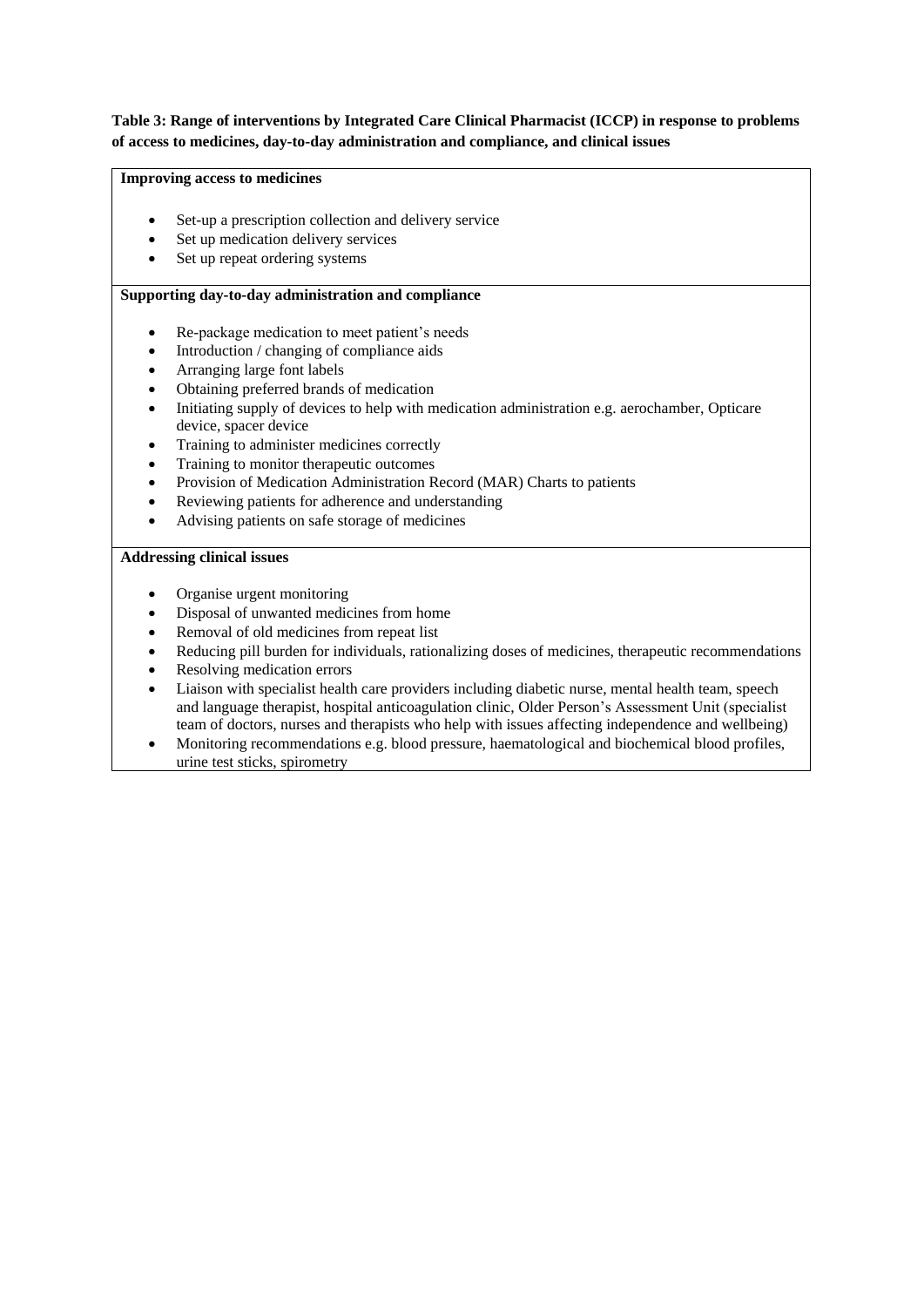**Table 3: Range of interventions by Integrated Care Clinical Pharmacist (ICCP) in response to problems of access to medicines, day-to-day administration and compliance, and clinical issues**

| |
|---|
| **Improving access to medicines**<br><br>• Set-up a prescription collection and delivery service<br>• Set up medication delivery services<br>• Set up repeat ordering systems |
| **Supporting day-to-day administration and compliance**<br><br>• Re-package medication to meet patient's needs<br>• Introduction / changing of compliance aids<br>• Arranging large font labels<br>• Obtaining preferred brands of medication<br>• Initiating supply of devices to help with medication administration e.g. aerochamber, Opticare device, spacer device<br>• Training to administer medicines correctly<br>• Training to monitor therapeutic outcomes<br>• Provision of Medication Administration Record (MAR) Charts to patients<br>• Reviewing patients for adherence and understanding<br>• Advising patients on safe storage of medicines |
| **Addressing clinical issues**<br><br>• Organise urgent monitoring<br>• Disposal of unwanted medicines from home<br>• Removal of old medicines from repeat list<br>• Reducing pill burden for individuals, rationalizing doses of medicines, therapeutic recommendations<br>• Resolving medication errors<br>• Liaison with specialist health care providers including diabetic nurse, mental health team, speech and language therapist, hospital anticoagulation clinic, Older Person's Assessment Unit (specialist team of doctors, nurses and therapists who help with issues affecting independence and wellbeing)<br>• Monitoring recommendations e.g. blood pressure, haematological and biochemical blood profiles, urine test sticks, spirometry |